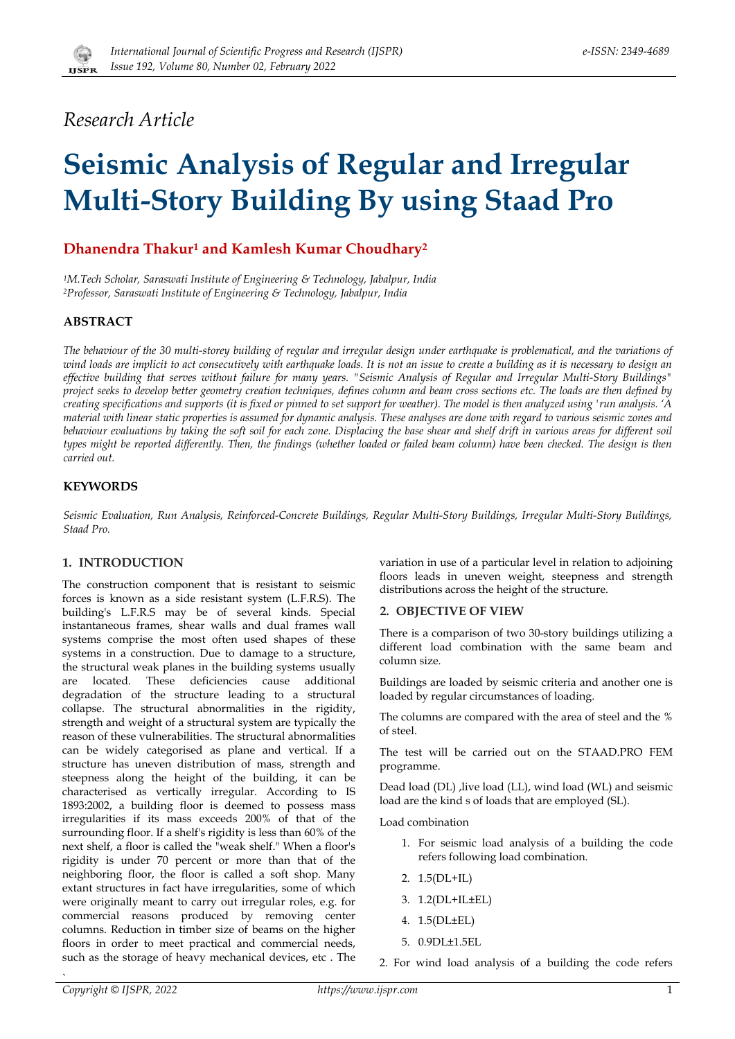*Research Article*

# Seismic Analysis of Regular and Irregular Multi-Story Building By using Staad Pro

## Dhanendra Thakur[1] and Kamlesh Kumar Choudhary[2]

*[1]M.Tech Scholar, Saraswati Institute of Engineering & Technology, Jabalpur, India*
*[2]Professor, Saraswati Institute of Engineering & Technology, Jabalpur, India*

### ABSTRACT

*The behaviour of the 30 multi-storey building of regular and irregular design under earthquake is problematical, and the variations of wind loads are implicit to act consecutively with earthquake loads. It is not an issue to create a building as it is necessary to design an effective building that serves without failure for many years. "Seismic Analysis of Regular and Irregular Multi-Story Buildings" project seeks to develop better geometry creation techniques, defines column and beam cross sections etc. The loads are then defined by creating specifications and supports (it is fixed or pinned to set support for weather). The model is then analyzed using 'run analysis. 'A material with linear static properties is assumed for dynamic analysis. These analyses are done with regard to various seismic zones and behaviour evaluations by taking the soft soil for each zone. Displacing the base shear and shelf drift in various areas for different soil types might be reported differently. Then, the findings (whether loaded or failed beam column) have been checked. The design is then carried out.*

### KEYWORDS

*Seismic Evaluation, Run Analysis, Reinforced-Concrete Buildings, Regular Multi-Story Buildings, Irregular Multi-Story Buildings, Staad Pro.*

### 1. INTRODUCTION

The construction component that is resistant to seismic forces is known as a side resistant system (L.F.R.S). The building's L.F.R.S may be of several kinds. Special instantaneous frames, shear walls and dual frames wall systems comprise the most often used shapes of these systems in a construction. Due to damage to a structure, the structural weak planes in the building systems usually are located. These deficiencies cause additional degradation of the structure leading to a structural collapse. The structural abnormalities in the rigidity, strength and weight of a structural system are typically the reason of these vulnerabilities. The structural abnormalities can be widely categorised as plane and vertical. If a structure has uneven distribution of mass, strength and steepness along the height of the building, it can be characterised as vertically irregular. According to IS 1893:2002, a building floor is deemed to possess mass irregularities if its mass exceeds 200% of that of the surrounding floor. If a shelf's rigidity is less than 60% of the next shelf, a floor is called the "weak shelf." When a floor's rigidity is under 70 percent or more than that of the neighboring floor, the floor is called a soft shop. Many extant structures in fact have irregularities, some of which were originally meant to carry out irregular roles, e.g. for commercial reasons produced by removing center columns. Reduction in timber size of beams on the higher floors in order to meet practical and commercial needs, such as the storage of heavy mechanical devices, etc . The variation in use of a particular level in relation to adjoining floors leads in uneven weight, steepness and strength distributions across the height of the structure.

### 2. OBJECTIVE OF VIEW

There is a comparison of two 30-story buildings utilizing a different load combination with the same beam and column size.

Buildings are loaded by seismic criteria and another one is loaded by regular circumstances of loading.

The columns are compared with the area of steel and the % of steel.

The test will be carried out on the STAAD.PRO FEM programme.

Dead load (DL) ,live load (LL), wind load (WL) and seismic load are the kind s of loads that are employed (SL).

Load combination

1. For seismic load analysis of a building the code refers following load combination.
2. 1.5(DL+IL)
3. 1.2(DL+IL±EL)
4. 1.5(DL±EL)
5. 0.9DL±1.5EL

2. For wind load analysis of a building the code refers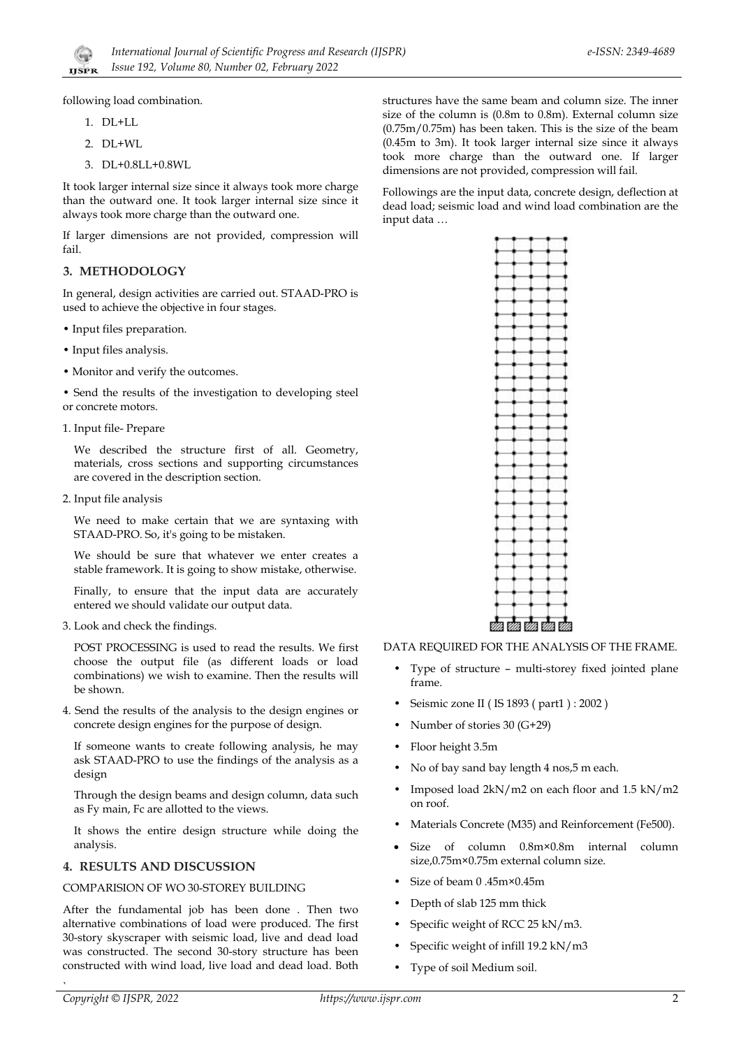following load combination.

1. DL+LL
2. DL+WL
3. DL+0.8LL+0.8WL

It took larger internal size since it always took more charge than the outward one. It took larger internal size since it always took more charge than the outward one.

If larger dimensions are not provided, compression will fail.

## 3. METHODOLOGY

In general, design activities are carried out. STAAD-PRO is used to achieve the objective in four stages.

- Input files preparation.
- Input files analysis.
- Monitor and verify the outcomes.
- Send the results of the investigation to developing steel or concrete motors.

1. Input file- Prepare

   We described the structure first of all. Geometry, materials, cross sections and supporting circumstances are covered in the description section.

2. Input file analysis

   We need to make certain that we are syntaxing with STAAD-PRO. So, it's going to be mistaken.

   We should be sure that whatever we enter creates a stable framework. It is going to show mistake, otherwise.

   Finally, to ensure that the input data are accurately entered we should validate our output data.

3. Look and check the findings.

   POST PROCESSING is used to read the results. We first choose the output file (as different loads or load combinations) we wish to examine. Then the results will be shown.

4. Send the results of the analysis to the design engines or concrete design engines for the purpose of design.

   If someone wants to create following analysis, he may ask STAAD-PRO to use the findings of the analysis as a design

   Through the design beams and design column, data such as Fy main, Fc are allotted to the views.

   It shows the entire design structure while doing the analysis.

## 4. RESULTS AND DISCUSSION

COMPARISION OF WO 30-STOREY BUILDING

After the fundamental job has been done . Then two alternative combinations of load were produced. The first 30-story skyscraper with seismic load, live and dead load was constructed. The second 30-story structure has been constructed with wind load, live load and dead load. Both structures have the same beam and column size. The inner size of the column is (0.8m to 0.8m). External column size (0.75m/0.75m) has been taken. This is the size of the beam (0.45m to 3m). It took larger internal size since it always took more charge than the outward one. If larger dimensions are not provided, compression will fail.

Followings are the input data, concrete design, deflection at dead load; seismic load and wind load combination are the input data …

DATA REQUIRED FOR THE ANALYSIS OF THE FRAME.

- Type of structure – multi-storey fixed jointed plane frame.
- Seismic zone II ( IS 1893 ( part1 ) : 2002 )
- Number of stories 30 (G+29)
- Floor height 3.5m
- No of bay sand bay length 4 nos,5 m each.
- Imposed load 2kN/m2 on each floor and 1.5 kN/m2 on roof.
- Materials Concrete (M35) and Reinforcement (Fe500).
- Size of column 0.8m×0.8m internal column size,0.75m×0.75m external column size.
- Size of beam 0 .45m×0.45m
- Depth of slab 125 mm thick
- Specific weight of RCC 25 kN/m3.
- Specific weight of infill 19.2 kN/m3
- Type of soil Medium soil.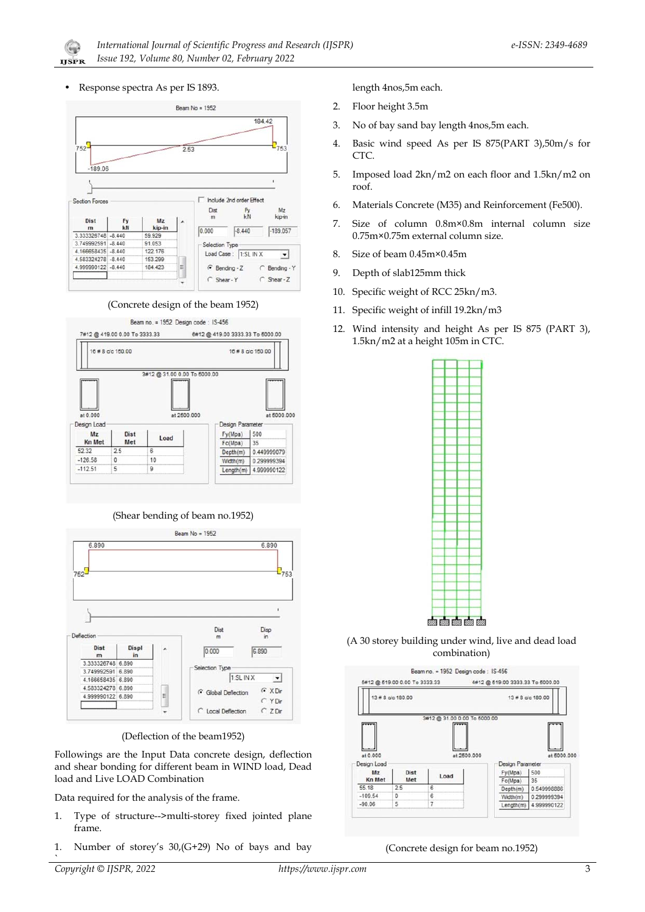- Response spectra As per IS 1893.

(Concrete design of the beam 1952)

(Shear bending of beam no.1952)

(Deflection of the beam1952)

Followings are the Input Data concrete design, deflection and shear bonding for different beam in WIND load, Dead load and Live LOAD Combination

Data required for the analysis of the frame.

1. Type of structure-->multi-storey fixed jointed plane frame.
1. Number of storey's 30,(G+29) No of bays and bay length 4nos,5m each.
2. Floor height 3.5m
3. No of bay sand bay length 4nos,5m each.
4. Basic wind speed As per IS 875(PART 3),50m/s for CTC.
5. Imposed load 2kn/m2 on each floor and 1.5kn/m2 on roof.
6. Materials Concrete (M35) and Reinforcement (Fe500).
7. Size of column 0.8m×0.8m internal column size 0.75m×0.75m external column size.
8. Size of beam 0.45m×0.45m
9. Depth of slab125mm thick
10. Specific weight of RCC 25kn/m3.
11. Specific weight of infill 19.2kn/m3
12. Wind intensity and height As per IS 875 (PART 3), 1.5kn/m2 at a height 105m in CTC.

(A 30 storey building under wind, live and dead load combination)

(Concrete design for beam no.1952)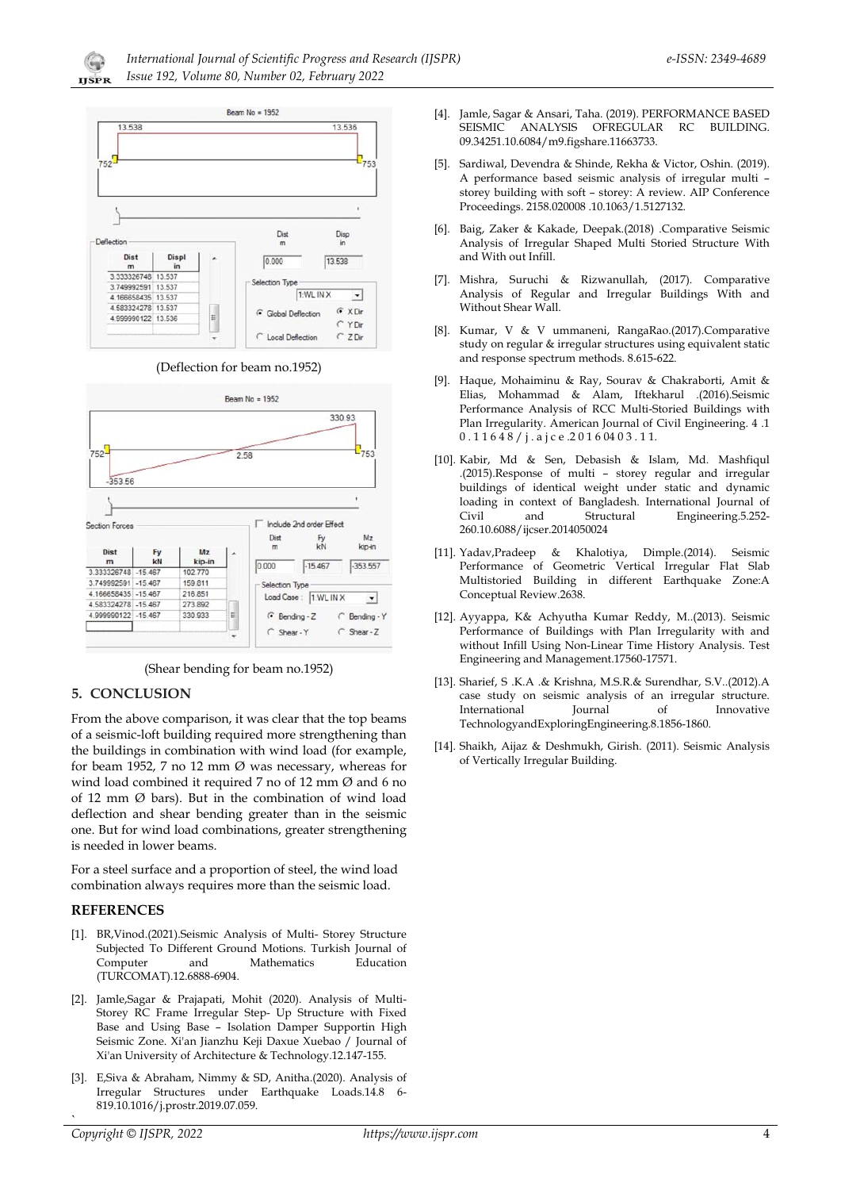Beam No = 1952

13.538

13.536

752

753

Deflection

Dist m | Displ in

3.333326748 13.537

3.749992591 13.537

4.166658435 13.537

4.583324278 13.537

4.999990122 13.536

Dist m | Disp in

0.000 | 13.538

Selection Type

1:WL IN X

Global Deflection | Local Deflection

X Dir | Y Dir | Z Dir

(Deflection for beam no.1952)

Beam No = 1952

330.93

752

2.58

753

-353.56

Section Forces

Include 2nd order Effect

Dist m | Fy kN | Mz kip-in

3.333326748 -15.467 102.770

3.749992591 -15.467 159.811

4.166658435 -15.467 216.851

4.583324278 -15.467 273.892

4.999990122 -15.467 330.933

0.000 | -15.467 | -353.557

Selection Type

Load Case : 1:WL IN X

Bending - Z | Bending - Y | Shear - Y | Shear - Z

(Shear bending for beam no.1952)

## 5. CONCLUSION

From the above comparison, it was clear that the top beams of a seismic-loft building required more strengthening than the buildings in combination with wind load (for example, for beam 1952, 7 no 12 mm Ø was necessary, whereas for wind load combined it required 7 no of 12 mm Ø and 6 no of 12 mm Ø bars). But in the combination of wind load deflection and shear bending greater than in the seismic one. But for wind load combinations, greater strengthening is needed in lower beams.

For a steel surface and a proportion of steel, the wind load combination always requires more than the seismic load.

## REFERENCES

[1]. BR,Vinod.(2021).Seismic Analysis of Multi- Storey Structure Subjected To Different Ground Motions. Turkish Journal of Computer and Mathematics Education (TURCOMAT).12.6888-6904.

[2]. Jamle,Sagar & Prajapati, Mohit (2020). Analysis of Multi-Storey RC Frame Irregular Step- Up Structure with Fixed Base and Using Base – Isolation Damper Supportin High Seismic Zone. Xi'an Jianzhu Keji Daxue Xuebao / Journal of Xi'an University of Architecture & Technology.12.147-155.

[3]. E,Siva & Abraham, Nimmy & SD, Anitha.(2020). Analysis of Irregular Structures under Earthquake Loads.14.8 6-819.10.1016/j.prostr.2019.07.059.

[4]. Jamle, Sagar & Ansari, Taha. (2019). PERFORMANCE BASED SEISMIC ANALYSIS OFREGULAR RC BUILDING. 09.34251.10.6084/m9.figshare.11663733.

[5]. Sardiwal, Devendra & Shinde, Rekha & Victor, Oshin. (2019). A performance based seismic analysis of irregular multi – storey building with soft – storey: A review. AIP Conference Proceedings. 2158.020008 .10.1063/1.5127132.

[6]. Baig, Zaker & Kakade, Deepak.(2018) .Comparative Seismic Analysis of Irregular Shaped Multi Storied Structure With and With out Infill.

[7]. Mishra, Suruchi & Rizwanullah, (2017). Comparative Analysis of Regular and Irregular Buildings With and Without Shear Wall.

[8]. Kumar, V & V ummaneni, RangaRao.(2017).Comparative study on regular & irregular structures using equivalent static and response spectrum methods. 8.615-622.

[9]. Haque, Mohaiminu & Ray, Sourav & Chakraborti, Amit & Elias, Mohammad & Alam, Iftekharul .(2016).Seismic Performance Analysis of RCC Multi-Storied Buildings with Plan Irregularity. American Journal of Civil Engineering. 4 .1 0 . 1 1 6 4 8 / j . a j c e .2 0 1 6 04 0 3 . 1 1.

[10]. Kabir, Md & Sen, Debasish & Islam, Md. Mashfiqul .(2015).Response of multi – storey regular and irregular buildings of identical weight under static and dynamic loading in context of Bangladesh. International Journal of Civil and Structural Engineering.5.252-260.10.6088/ijcser.2014050024

[11]. Yadav,Pradeep & Khalotiya, Dimple.(2014). Seismic Performance of Geometric Vertical Irregular Flat Slab Multistoried Building in different Earthquake Zone:A Conceptual Review.2638.

[12]. Ayyappa, K& Achyutha Kumar Reddy, M..(2013). Seismic Performance of Buildings with Plan Irregularity with and without Infill Using Non-Linear Time History Analysis. Test Engineering and Management.17560-17571.

[13]. Sharief, S .K.A .& Krishna, M.S.R.& Surendhar, S.V..(2012).A case study on seismic analysis of an irregular structure. International Journal of Innovative TechnologyandExploringEngineering.8.1856-1860.

[14]. Shaikh, Aijaz & Deshmukh, Girish. (2011). Seismic Analysis of Vertically Irregular Building.